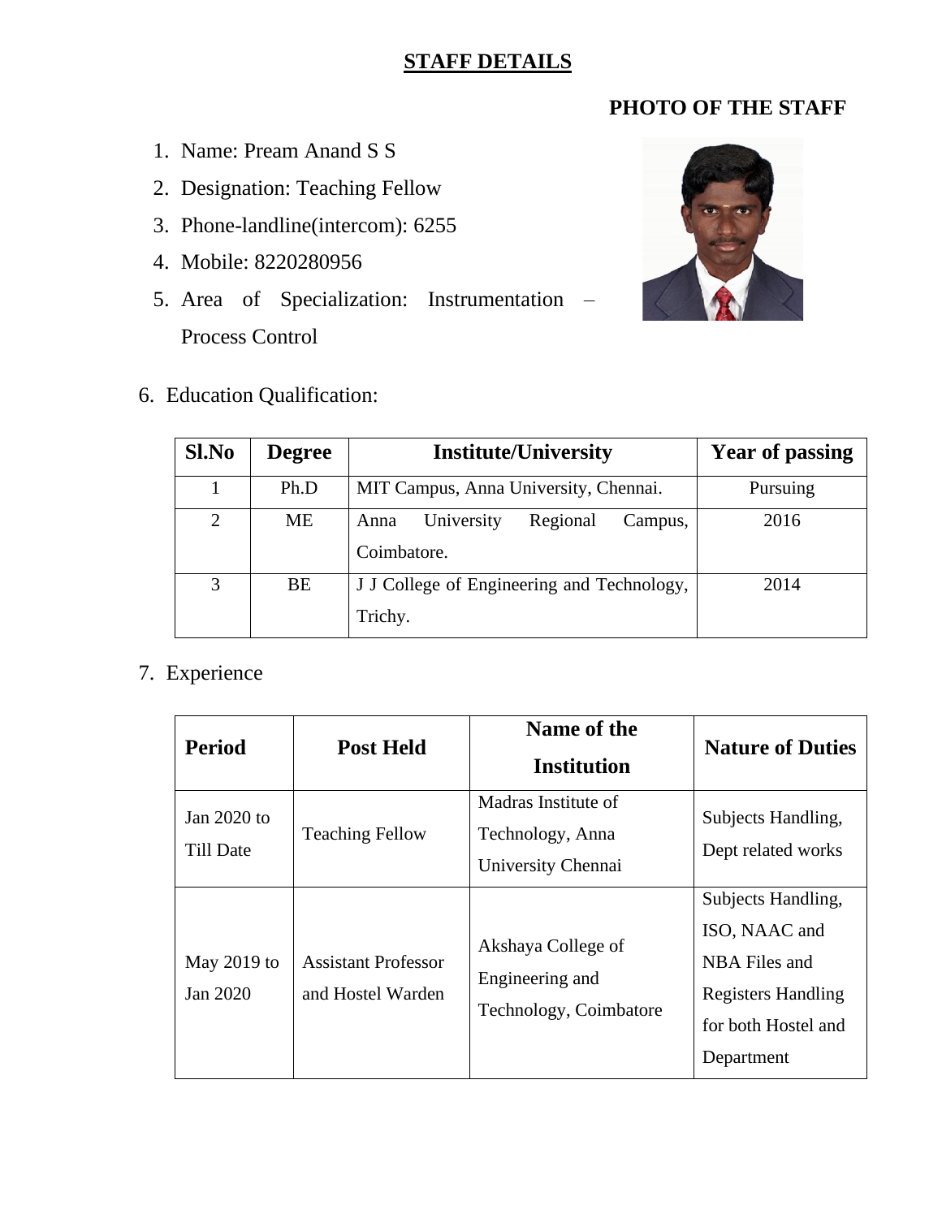# STAFF DETAILS

**PHOTO OF THE STAFF**

1. Name: Pream Anand S S
2. Designation: Teaching Fellow
3. Phone-landline(intercom): 6255
4. Mobile: 8220280956
5. Area of Specialization: Instrumentation – Process Control

6. Education Qualification:

| Sl.No | Degree | Institute/University | Year of passing |
|---|---|---|---|
| 1 | Ph.D | MIT Campus, Anna University, Chennai. | Pursuing |
| 2 | ME | Anna University Regional Campus, Coimbatore. | 2016 |
| 3 | BE | J J College of Engineering and Technology, Trichy. | 2014 |

7. Experience

| Period | Post Held | Name of the Institution | Nature of Duties |
|---|---|---|---|
| Jan 2020 to Till Date | Teaching Fellow | Madras Institute of Technology, Anna University Chennai | Subjects Handling, Dept related works |
| May 2019 to Jan 2020 | Assistant Professor and Hostel Warden | Akshaya College of Engineering and Technology, Coimbatore | Subjects Handling, ISO, NAAC and NBA Files and Registers Handling for both Hostel and Department |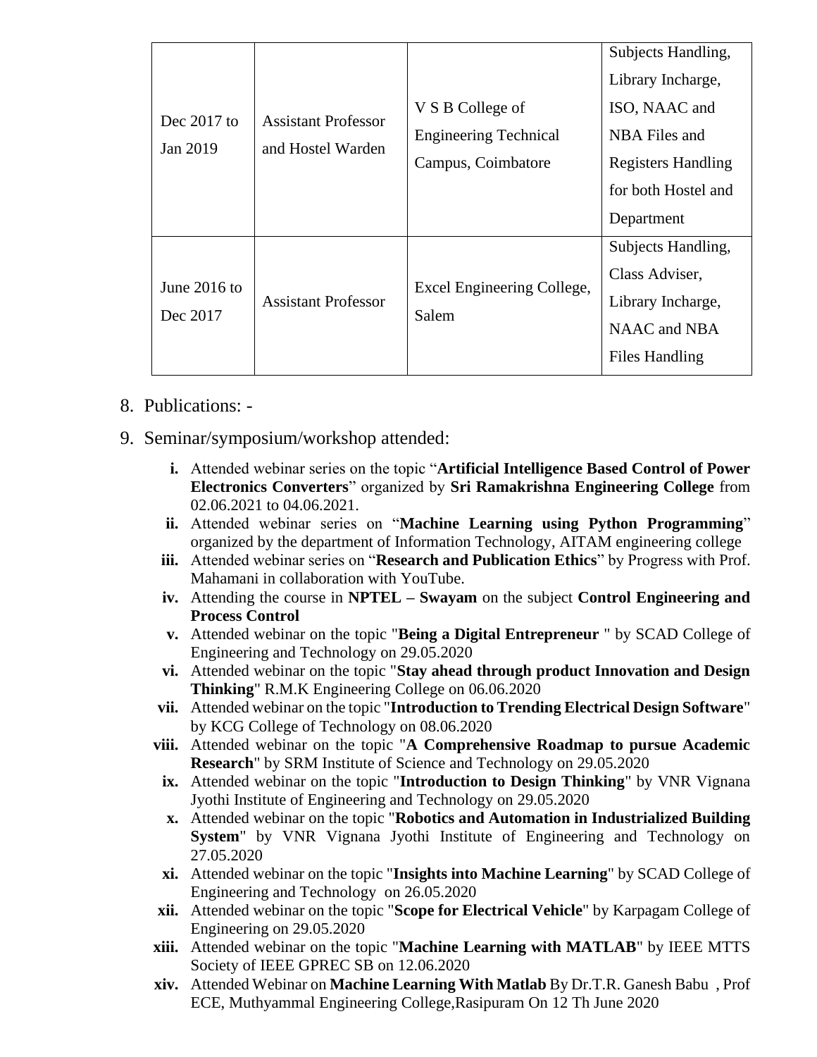| | | | |
|---|---|---|---|
| Dec 2017 to Jan 2019 | Assistant Professor and Hostel Warden | V S B College of Engineering Technical Campus, Coimbatore | Subjects Handling, Library Incharge, ISO, NAAC and NBA Files and Registers Handling for both Hostel and Department |
| June 2016 to Dec 2017 | Assistant Professor | Excel Engineering College, Salem | Subjects Handling, Class Adviser, Library Incharge, NAAC and NBA Files Handling |

8. Publications: -
9. Seminar/symposium/workshop attended:

   i. Attended webinar series on the topic "**Artificial Intelligence Based Control of Power Electronics Converters**" organized by **Sri Ramakrishna Engineering College** from 02.06.2021 to 04.06.2021.
   ii. Attended webinar series on "**Machine Learning using Python Programming**" organized by the department of Information Technology, AITAM engineering college
   iii. Attended webinar series on "**Research and Publication Ethics**" by Progress with Prof. Mahamani in collaboration with YouTube.
   iv. Attending the course in **NPTEL – Swayam** on the subject **Control Engineering and Process Control**
   v. Attended webinar on the topic "**Being a Digital Entrepreneur** " by SCAD College of Engineering and Technology on 29.05.2020
   vi. Attended webinar on the topic "**Stay ahead through product Innovation and Design Thinking**" R.M.K Engineering College on 06.06.2020
   vii. Attended webinar on the topic "**Introduction to Trending Electrical Design Software**" by KCG College of Technology on 08.06.2020
   viii. Attended webinar on the topic "**A Comprehensive Roadmap to pursue Academic Research**" by SRM Institute of Science and Technology on 29.05.2020
   ix. Attended webinar on the topic "**Introduction to Design Thinking**" by VNR Vignana Jyothi Institute of Engineering and Technology on 29.05.2020
   x. Attended webinar on the topic "**Robotics and Automation in Industrialized Building System**" by VNR Vignana Jyothi Institute of Engineering and Technology on 27.05.2020
   xi. Attended webinar on the topic "**Insights into Machine Learning**" by SCAD College of Engineering and Technology on 26.05.2020
   xii. Attended webinar on the topic "**Scope for Electrical Vehicle**" by Karpagam College of Engineering on 29.05.2020
   xiii. Attended webinar on the topic "**Machine Learning with MATLAB**" by IEEE MTTS Society of IEEE GPREC SB on 12.06.2020
   xiv. Attended Webinar on **Machine Learning With Matlab** By Dr.T.R. Ganesh Babu , Prof ECE, Muthyammal Engineering College,Rasipuram On 12 Th June 2020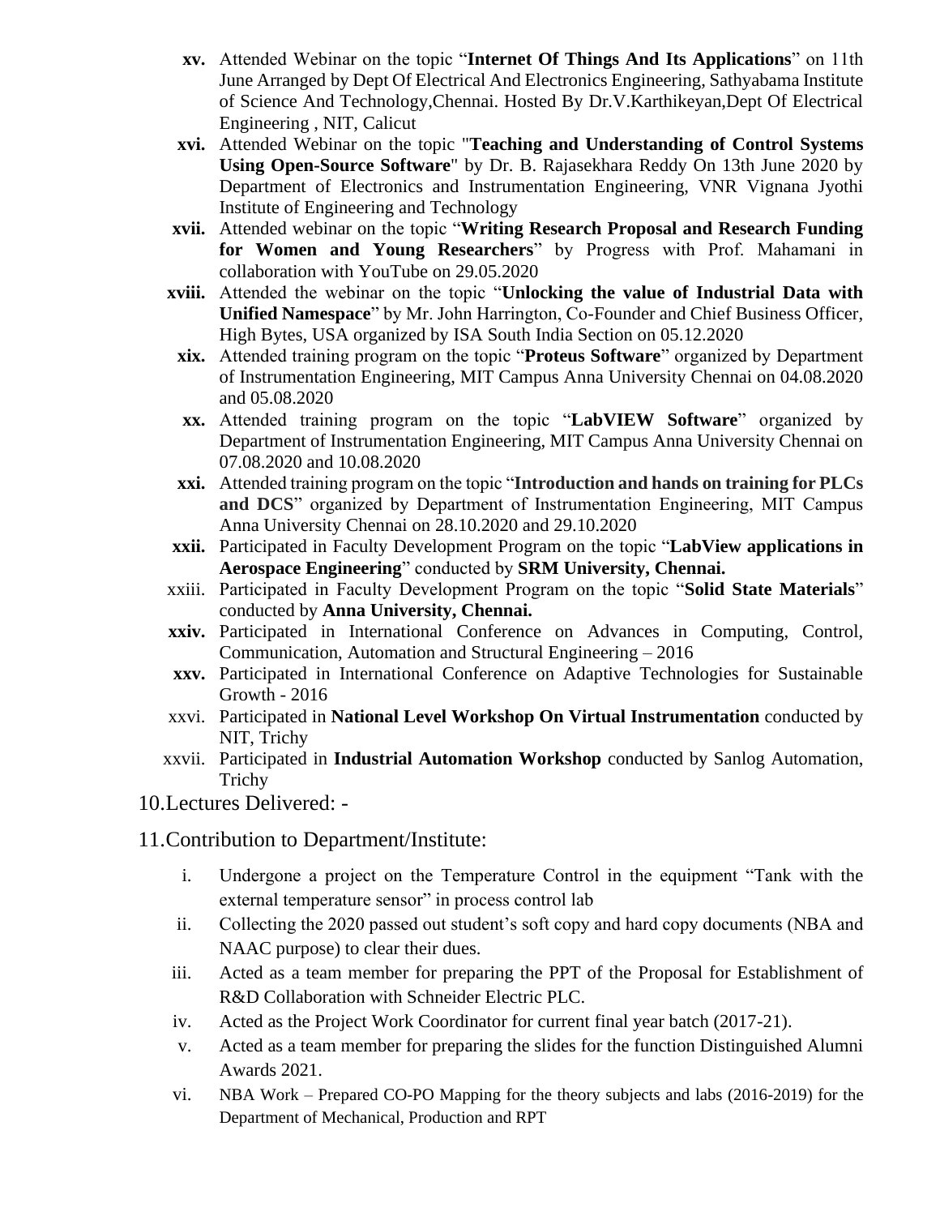xv. Attended Webinar on the topic "**Internet Of Things And Its Applications**" on 11th June Arranged by Dept Of Electrical And Electronics Engineering, Sathyabama Institute of Science And Technology,Chennai. Hosted By Dr.V.Karthikeyan,Dept Of Electrical Engineering , NIT, Calicut

xvi. Attended Webinar on the topic "**Teaching and Understanding of Control Systems Using Open-Source Software**" by Dr. B. Rajasekhara Reddy On 13th June 2020 by Department of Electronics and Instrumentation Engineering, VNR Vignana Jyothi Institute of Engineering and Technology

xvii. Attended webinar on the topic "**Writing Research Proposal and Research Funding for Women and Young Researchers**" by Progress with Prof. Mahamani in collaboration with YouTube on 29.05.2020

xviii. Attended the webinar on the topic "**Unlocking the value of Industrial Data with Unified Namespace**" by Mr. John Harrington, Co-Founder and Chief Business Officer, High Bytes, USA organized by ISA South India Section on 05.12.2020

xix. Attended training program on the topic "**Proteus Software**" organized by Department of Instrumentation Engineering, MIT Campus Anna University Chennai on 04.08.2020 and 05.08.2020

xx. Attended training program on the topic "**LabVIEW Software**" organized by Department of Instrumentation Engineering, MIT Campus Anna University Chennai on 07.08.2020 and 10.08.2020

xxi. Attended training program on the topic "**Introduction and hands on training for PLCs and DCS**" organized by Department of Instrumentation Engineering, MIT Campus Anna University Chennai on 28.10.2020 and 29.10.2020

xxii. Participated in Faculty Development Program on the topic "**LabView applications in Aerospace Engineering**" conducted by **SRM University, Chennai.**

xxiii. Participated in Faculty Development Program on the topic "**Solid State Materials**" conducted by **Anna University, Chennai.**

xxiv. Participated in International Conference on Advances in Computing, Control, Communication, Automation and Structural Engineering – 2016

xxv. Participated in International Conference on Adaptive Technologies for Sustainable Growth - 2016

xxvi. Participated in **National Level Workshop On Virtual Instrumentation** conducted by NIT, Trichy

xxvii. Participated in **Industrial Automation Workshop** conducted by Sanlog Automation, Trichy

10.Lectures Delivered: -

11.Contribution to Department/Institute:

i. Undergone a project on the Temperature Control in the equipment "Tank with the external temperature sensor" in process control lab

ii. Collecting the 2020 passed out student's soft copy and hard copy documents (NBA and NAAC purpose) to clear their dues.

iii. Acted as a team member for preparing the PPT of the Proposal for Establishment of R&D Collaboration with Schneider Electric PLC.

iv. Acted as the Project Work Coordinator for current final year batch (2017-21).

v. Acted as a team member for preparing the slides for the function Distinguished Alumni Awards 2021.

vi. NBA Work – Prepared CO-PO Mapping for the theory subjects and labs (2016-2019) for the Department of Mechanical, Production and RPT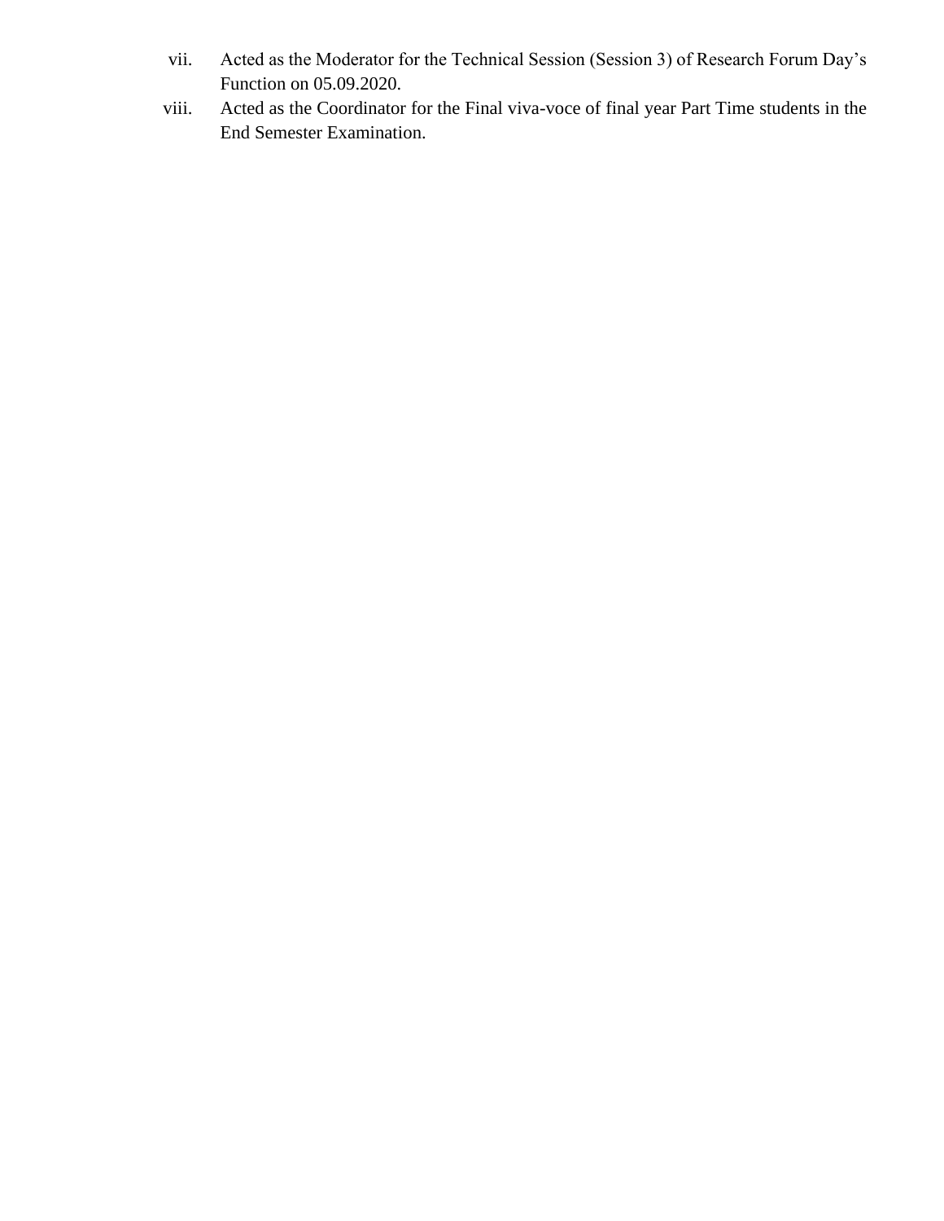vii. Acted as the Moderator for the Technical Session (Session 3) of Research Forum Day's Function on 05.09.2020.

viii. Acted as the Coordinator for the Final viva-voce of final year Part Time students in the End Semester Examination.